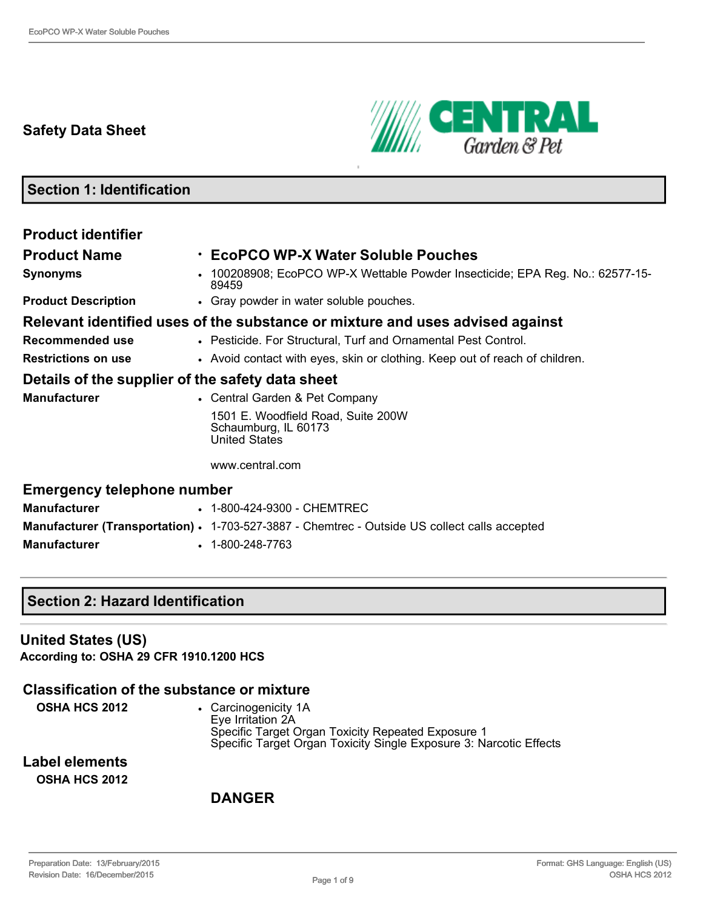# Safety Data Sheet

## Section 1: Identification

### Product identifier

| | |
|---|---|
| **Product Name** | **EcoPCO WP-X Water Soluble Pouches** |
| **Synonyms** | 100208908; EcoPCO WP-X Wettable Powder Insecticide; EPA Reg. No.: 62577-15-89459 |
| **Product Description** | Gray powder in water soluble pouches. |

### Relevant identified uses of the substance or mixture and uses advised against

| | |
|---|---|
| **Recommended use** | Pesticide. For Structural, Turf and Ornamental Pest Control. |
| **Restrictions on use** | Avoid contact with eyes, skin or clothing. Keep out of reach of children. |

### Details of the supplier of the safety data sheet

**Manufacturer**

- Central Garden & Pet Company

  1501 E. Woodfield Road, Suite 200W
  Schaumburg, IL 60173
  United States

  www.central.com

### Emergency telephone number

| | |
|---|---|
| **Manufacturer** | 1-800-424-9300 - CHEMTREC |
| **Manufacturer (Transportation)** | 1-703-527-3887 - Chemtrec - Outside US collect calls accepted |
| **Manufacturer** | 1-800-248-7763 |

## Section 2: Hazard Identification

### United States (US)

**According to: OSHA 29 CFR 1910.1200 HCS**

### Classification of the substance or mixture

**OSHA HCS 2012**

- Carcinogenicity 1A
  Eye Irritation 2A
  Specific Target Organ Toxicity Repeated Exposure 1
  Specific Target Organ Toxicity Single Exposure 3: Narcotic Effects

### Label elements

**OSHA HCS 2012**

**DANGER**

Preparation Date: 13/February/2015
Revision Date: 16/December/2015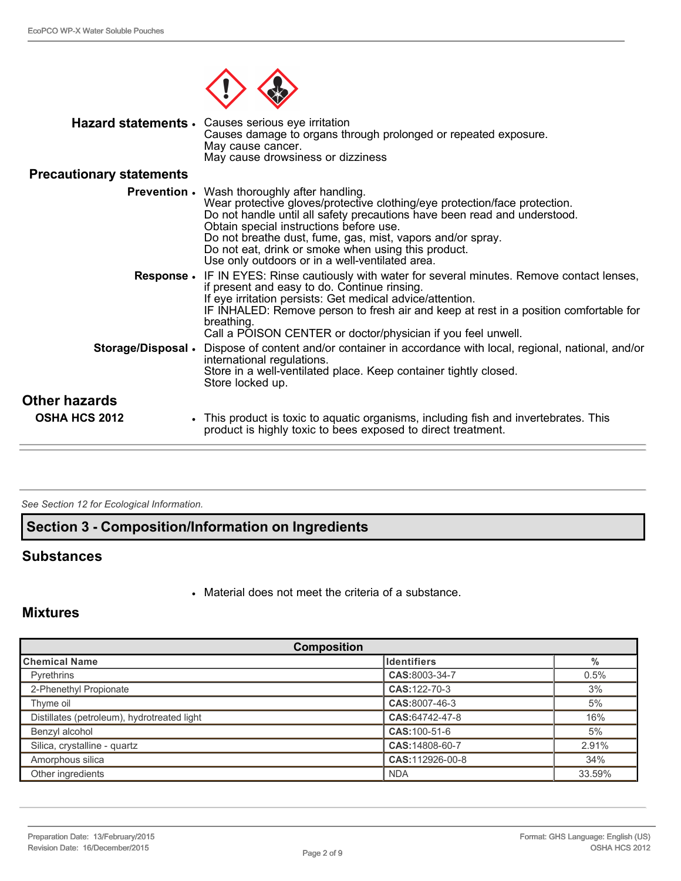**Hazard statements**
- Causes serious eye irritation
  Causes damage to organs through prolonged or repeated exposure.
  May cause cancer.
  May cause drowsiness or dizziness

**Precautionary statements**

**Prevention**
- Wash thoroughly after handling.
  Wear protective gloves/protective clothing/eye protection/face protection.
  Do not handle until all safety precautions have been read and understood.
  Obtain special instructions before use.
  Do not breathe dust, fume, gas, mist, vapors and/or spray.
  Do not eat, drink or smoke when using this product.
  Use only outdoors or in a well-ventilated area.

**Response**
- IF IN EYES: Rinse cautiously with water for several minutes. Remove contact lenses, if present and easy to do. Continue rinsing.
  If eye irritation persists: Get medical advice/attention.
  IF INHALED: Remove person to fresh air and keep at rest in a position comfortable for breathing.
  Call a POISON CENTER or doctor/physician if you feel unwell.

**Storage/Disposal**
- Dispose of content and/or container in accordance with local, regional, national, and/or international regulations.
  Store in a well-ventilated place. Keep container tightly closed.
  Store locked up.

## Other hazards

**OSHA HCS 2012**
- This product is toxic to aquatic organisms, including fish and invertebrates. This product is highly toxic to bees exposed to direct treatment.

*See Section 12 for Ecological Information.*

## Section 3 - Composition/Information on Ingredients

### Substances

- Material does not meet the criteria of a substance.

### Mixtures

| Composition | | |
|---|---|---|
| **Chemical Name** | **Identifiers** | **%** |
| Pyrethrins | **CAS:**8003-34-7 | 0.5% |
| 2-Phenethyl Propionate | **CAS:**122-70-3 | 3% |
| Thyme oil | **CAS:**8007-46-3 | 5% |
| Distillates (petroleum), hydrotreated light | **CAS:**64742-47-8 | 16% |
| Benzyl alcohol | **CAS:**100-51-6 | 5% |
| Silica, crystalline - quartz | **CAS:**14808-60-7 | 2.91% |
| Amorphous silica | **CAS:**112926-00-8 | 34% |
| Other ingredients | NDA | 33.59% |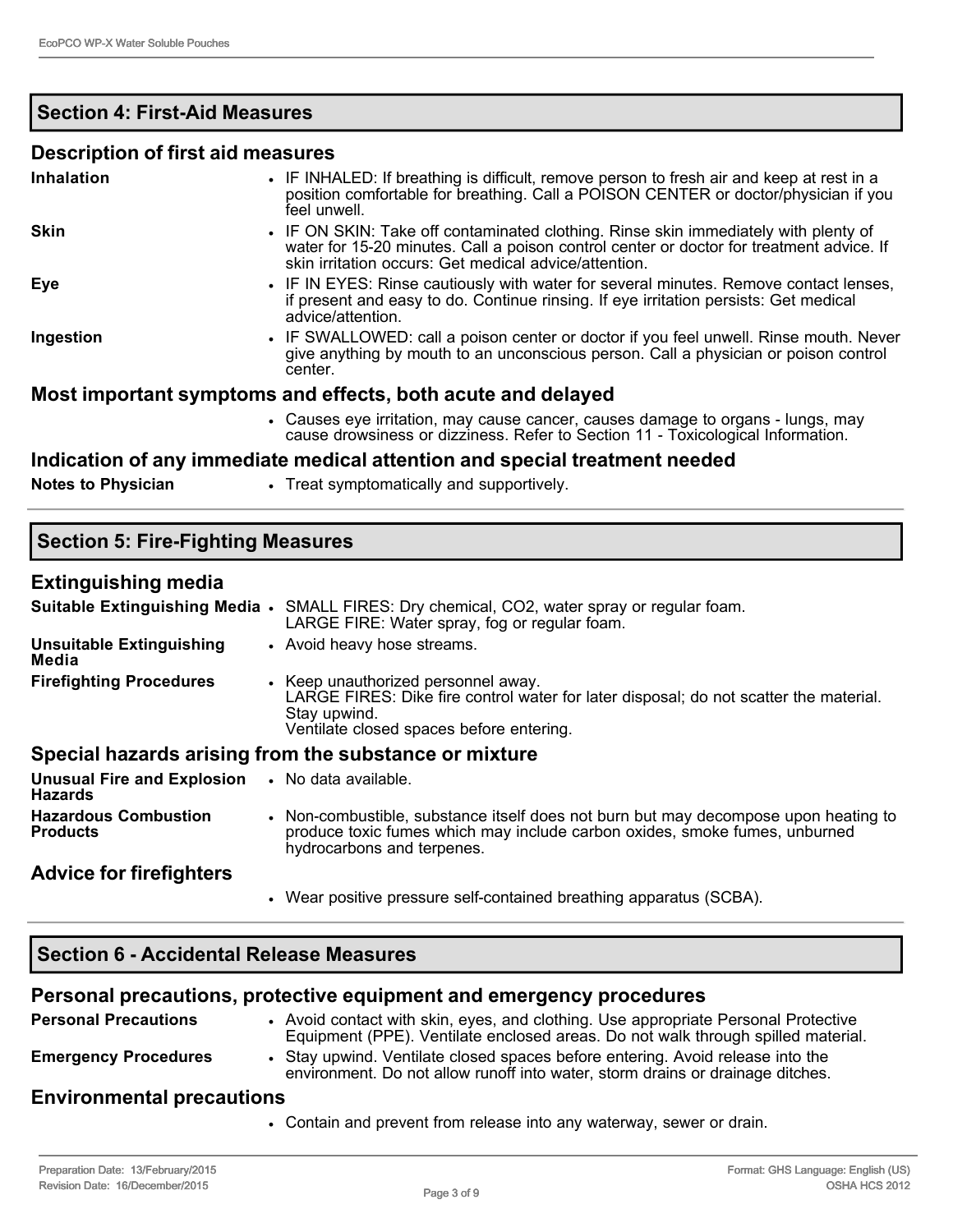## Section 4: First-Aid Measures

### Description of first aid measures

| | |
|---|---|
| **Inhalation** | • IF INHALED: If breathing is difficult, remove person to fresh air and keep at rest in a position comfortable for breathing. Call a POISON CENTER or doctor/physician if you feel unwell. |
| **Skin** | • IF ON SKIN: Take off contaminated clothing. Rinse skin immediately with plenty of water for 15-20 minutes. Call a poison control center or doctor for treatment advice. If skin irritation occurs: Get medical advice/attention. |
| **Eye** | • IF IN EYES: Rinse cautiously with water for several minutes. Remove contact lenses, if present and easy to do. Continue rinsing. If eye irritation persists: Get medical advice/attention. |
| **Ingestion** | • IF SWALLOWED: call a poison center or doctor if you feel unwell. Rinse mouth. Never give anything by mouth to an unconscious person. Call a physician or poison control center. |

### Most important symptoms and effects, both acute and delayed

- Causes eye irritation, may cause cancer, causes damage to organs - lungs, may cause drowsiness or dizziness. Refer to Section 11 - Toxicological Information.

### Indication of any immediate medical attention and special treatment needed

| | |
|---|---|
| **Notes to Physician** | • Treat symptomatically and supportively. |

## Section 5: Fire-Fighting Measures

### Extinguishing media

| | |
|---|---|
| **Suitable Extinguishing Media** | • SMALL FIRES: Dry chemical, $CO_2$, water spray or regular foam.<br>LARGE FIRE: Water spray, fog or regular foam. |
| **Unsuitable Extinguishing Media** | • Avoid heavy hose streams. |
| **Firefighting Procedures** | • Keep unauthorized personnel away.<br>LARGE FIRES: Dike fire control water for later disposal; do not scatter the material.<br>Stay upwind.<br>Ventilate closed spaces before entering. |

### Special hazards arising from the substance or mixture

| | |
|---|---|
| **Unusual Fire and Explosion Hazards** | • No data available. |
| **Hazardous Combustion Products** | • Non-combustible, substance itself does not burn but may decompose upon heating to produce toxic fumes which may include carbon oxides, smoke fumes, unburned hydrocarbons and terpenes. |

### Advice for firefighters

- Wear positive pressure self-contained breathing apparatus (SCBA).

## Section 6 - Accidental Release Measures

### Personal precautions, protective equipment and emergency procedures

| | |
|---|---|
| **Personal Precautions** | • Avoid contact with skin, eyes, and clothing. Use appropriate Personal Protective Equipment (PPE). Ventilate enclosed areas. Do not walk through spilled material. |
| **Emergency Procedures** | • Stay upwind. Ventilate closed spaces before entering. Avoid release into the environment. Do not allow runoff into water, storm drains or drainage ditches. |

### Environmental precautions

- Contain and prevent from release into any waterway, sewer or drain.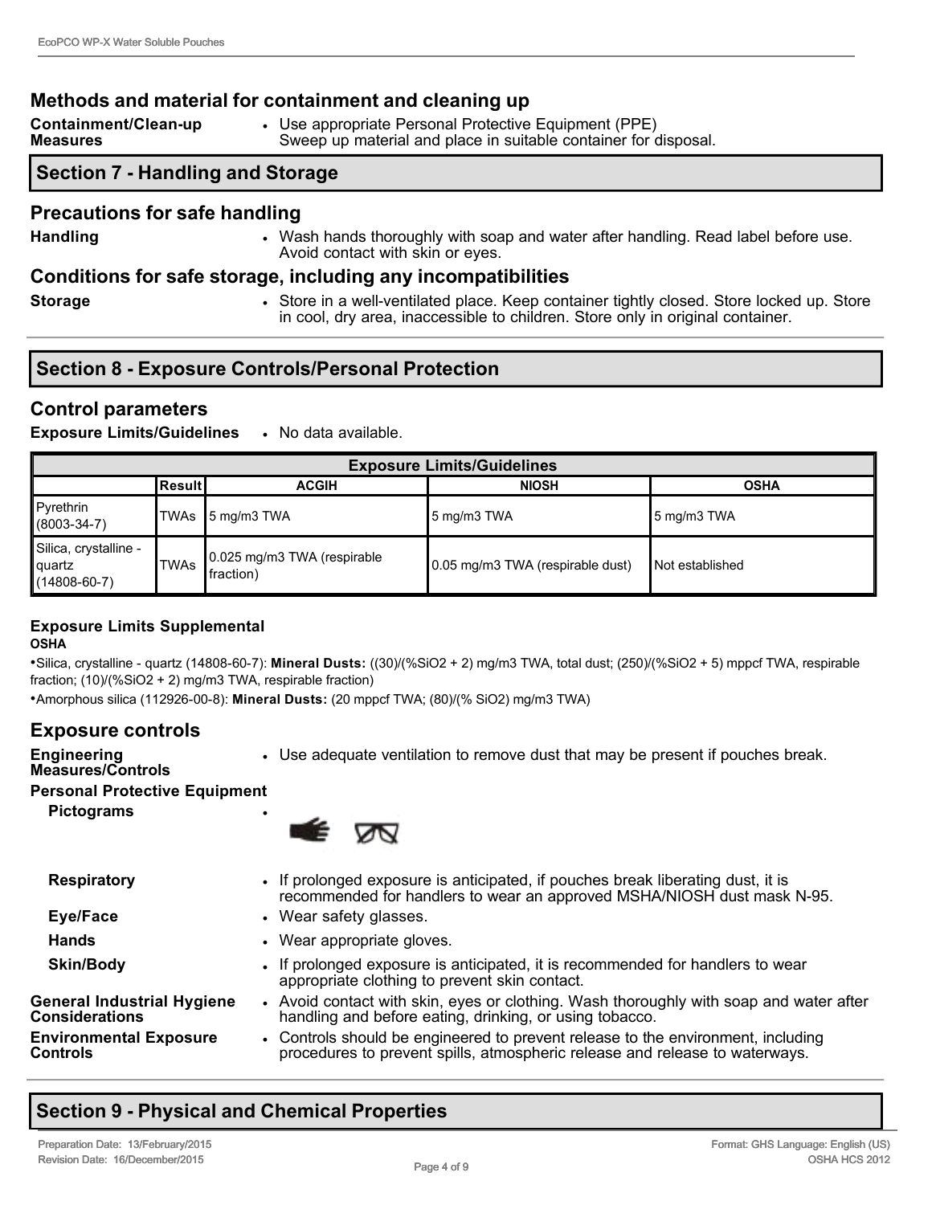## Methods and material for containment and cleaning up

**Containment/Clean-up Measures**
- Use appropriate Personal Protective Equipment (PPE)
  Sweep up material and place in suitable container for disposal.

## Section 7 - Handling and Storage

### Precautions for safe handling

**Handling**
- Wash hands thoroughly with soap and water after handling. Read label before use. Avoid contact with skin or eyes.

### Conditions for safe storage, including any incompatibilities

**Storage**
- Store in a well-ventilated place. Keep container tightly closed. Store locked up. Store in cool, dry area, inaccessible to children. Store only in original container.

## Section 8 - Exposure Controls/Personal Protection

### Control parameters

**Exposure Limits/Guidelines**
- No data available.

| Exposure Limits/Guidelines | | | | |
|---|---|---|---|---|
| | Result | ACGIH | NIOSH | OSHA |
| Pyrethrin (8003-34-7) | TWAs | 5 mg/m3 TWA | 5 mg/m3 TWA | 5 mg/m3 TWA |
| Silica, crystalline - quartz (14808-60-7) | TWAs | 0.025 mg/m3 TWA (respirable fraction) | 0.05 mg/m3 TWA (respirable dust) | Not established |

**Exposure Limits Supplemental**

**OSHA**

- Silica, crystalline - quartz (14808-60-7): **Mineral Dusts:** ((30)/(%SiO2 + 2) mg/m3 TWA, total dust; (250)/(%SiO2 + 5) mppcf TWA, respirable fraction; (10)/(%SiO2 + 2) mg/m3 TWA, respirable fraction)
- Amorphous silica (112926-00-8): **Mineral Dusts:** (20 mppcf TWA; (80)/(% SiO2) mg/m3 TWA)

### Exposure controls

**Engineering Measures/Controls**
- Use adequate ventilation to remove dust that may be present if pouches break.

**Personal Protective Equipment**

**Pictograms**
- 

**Respiratory**
- If prolonged exposure is anticipated, if pouches break liberating dust, it is recommended for handlers to wear an approved MSHA/NIOSH dust mask N-95.

**Eye/Face**
- Wear safety glasses.

**Hands**
- Wear appropriate gloves.

**Skin/Body**
- If prolonged exposure is anticipated, it is recommended for handlers to wear appropriate clothing to prevent skin contact.

**General Industrial Hygiene Considerations**
- Avoid contact with skin, eyes or clothing. Wash thoroughly with soap and water after handling and before eating, drinking, or using tobacco.

**Environmental Exposure Controls**
- Controls should be engineered to prevent release to the environment, including procedures to prevent spills, atmospheric release and release to waterways.

## Section 9 - Physical and Chemical Properties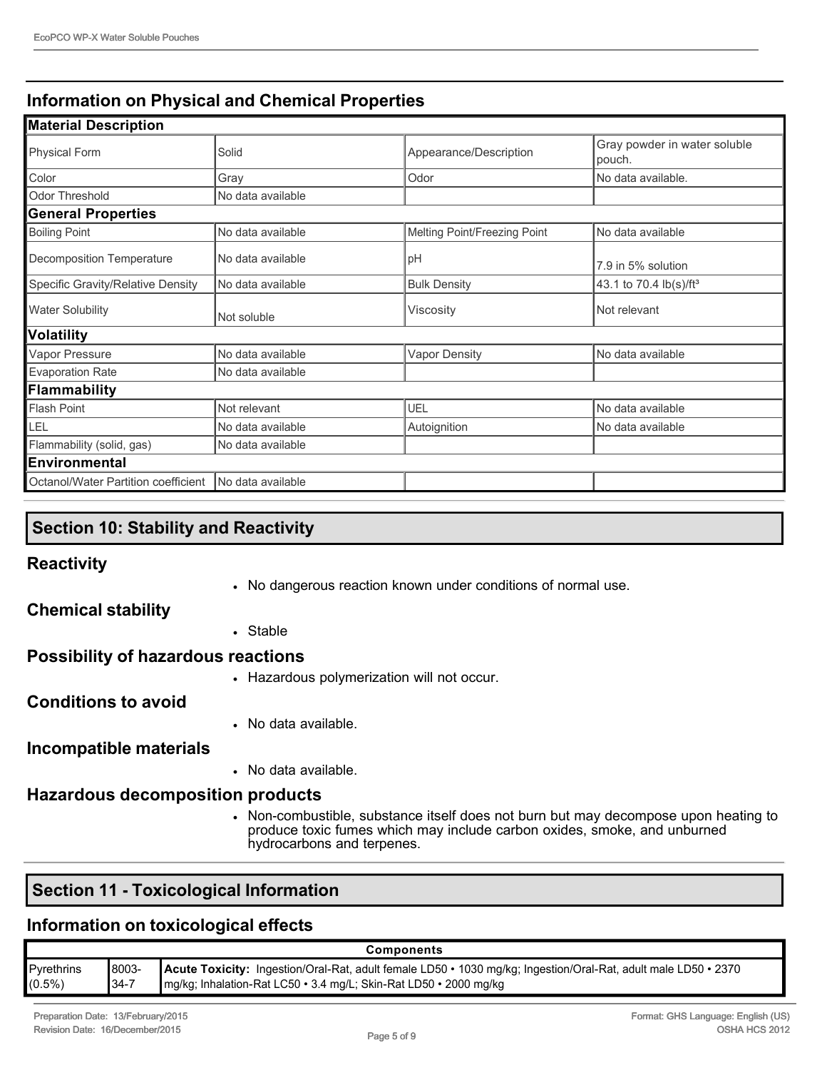## Information on Physical and Chemical Properties

| Material Description | | | |
|---|---|---|---|
| Physical Form | Solid | Appearance/Description | Gray powder in water soluble pouch. |
| Color | Gray | Odor | No data available. |
| Odor Threshold | No data available | | |
| **General Properties** | | | |
| Boiling Point | No data available | Melting Point/Freezing Point | No data available |
| Decomposition Temperature | No data available | pH | 7.9 in 5% solution |
| Specific Gravity/Relative Density | No data available | Bulk Density | 43.1 to 70.4 lb(s)/ft$^3$ |
| Water Solubility | Not soluble | Viscosity | Not relevant |
| **Volatility** | | | |
| Vapor Pressure | No data available | Vapor Density | No data available |
| Evaporation Rate | No data available | | |
| **Flammability** | | | |
| Flash Point | Not relevant | UEL | No data available |
| LEL | No data available | Autoignition | No data available |
| Flammability (solid, gas) | No data available | | |
| **Environmental** | | | |
| Octanol/Water Partition coefficient | No data available | | |

## Section 10: Stability and Reactivity

### Reactivity

- No dangerous reaction known under conditions of normal use.

### Chemical stability

- Stable

### Possibility of hazardous reactions

- Hazardous polymerization will not occur.

### Conditions to avoid

- No data available.

### Incompatible materials

- No data available.

### Hazardous decomposition products

- Non-combustible, substance itself does not burn but may decompose upon heating to produce toxic fumes which may include carbon oxides, smoke, and unburned hydrocarbons and terpenes.

## Section 11 - Toxicological Information

### Information on toxicological effects

| Components | | |
|---|---|---|
| Pyrethrins (0.5%) | 8003-34-7 | **Acute Toxicity:** Ingestion/Oral-Rat, adult female LD50 • 1030 mg/kg; Ingestion/Oral-Rat, adult male LD50 • 2370 mg/kg; Inhalation-Rat LC50 • 3.4 mg/L; Skin-Rat LD50 • 2000 mg/kg |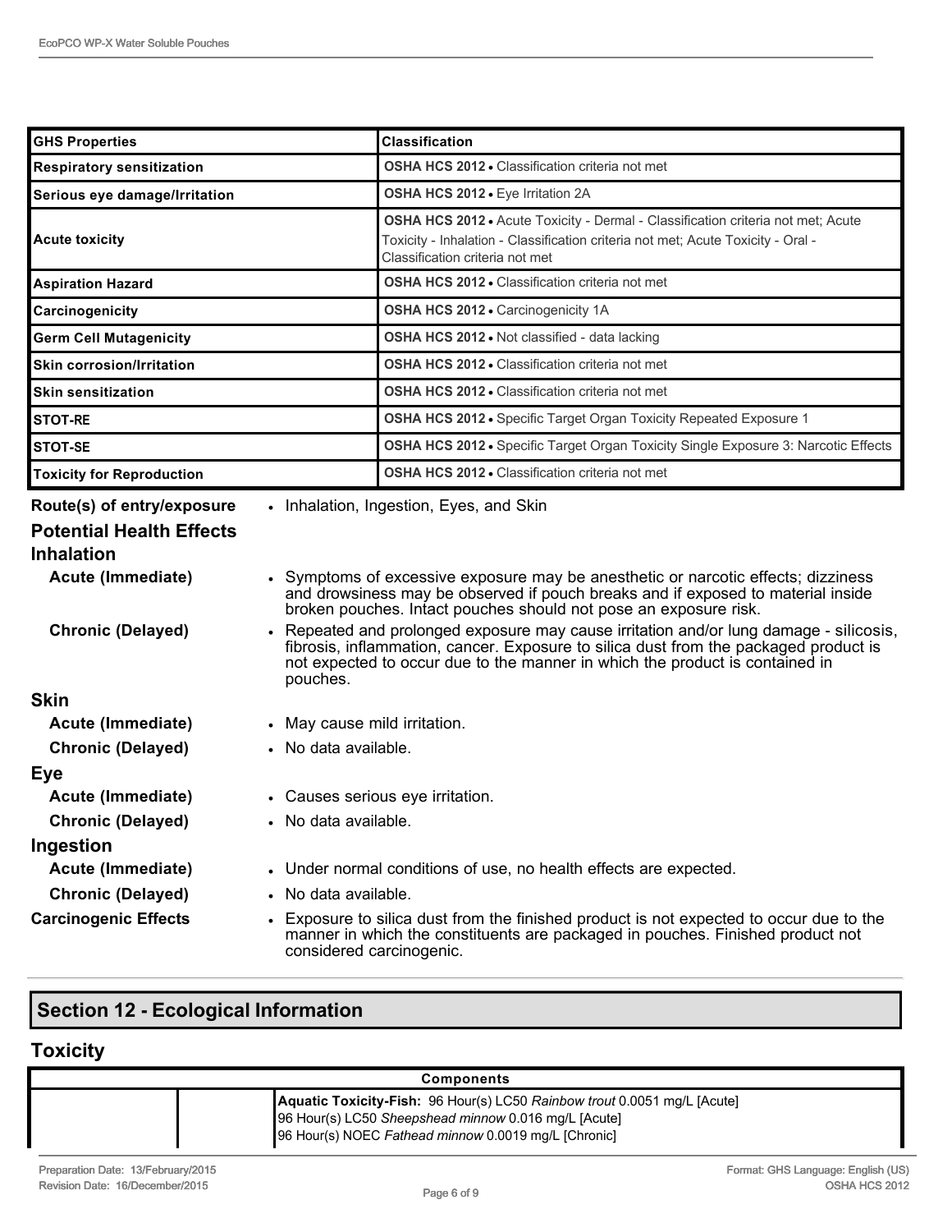| GHS Properties | Classification |
|---|---|
| Respiratory sensitization | **OSHA HCS 2012** • Classification criteria not met |
| Serious eye damage/Irritation | **OSHA HCS 2012** • Eye Irritation 2A |
| Acute toxicity | **OSHA HCS 2012** • Acute Toxicity - Dermal - Classification criteria not met; Acute Toxicity - Inhalation - Classification criteria not met; Acute Toxicity - Oral - Classification criteria not met |
| Aspiration Hazard | **OSHA HCS 2012** • Classification criteria not met |
| Carcinogenicity | **OSHA HCS 2012** • Carcinogenicity 1A |
| Germ Cell Mutagenicity | **OSHA HCS 2012** • Not classified - data lacking |
| Skin corrosion/Irritation | **OSHA HCS 2012** • Classification criteria not met |
| Skin sensitization | **OSHA HCS 2012** • Classification criteria not met |
| STOT-RE | **OSHA HCS 2012** • Specific Target Organ Toxicity Repeated Exposure 1 |
| STOT-SE | **OSHA HCS 2012** • Specific Target Organ Toxicity Single Exposure 3: Narcotic Effects |
| Toxicity for Reproduction | **OSHA HCS 2012** • Classification criteria not met |

**Route(s) of entry/exposure**
- Inhalation, Ingestion, Eyes, and Skin

## Potential Health Effects

### Inhalation

**Acute (Immediate)**
- Symptoms of excessive exposure may be anesthetic or narcotic effects; dizziness and drowsiness may be observed if pouch breaks and if exposed to material inside broken pouches. Intact pouches should not pose an exposure risk.

**Chronic (Delayed)**
- Repeated and prolonged exposure may cause irritation and/or lung damage - silicosis, fibrosis, inflammation, cancer. Exposure to silica dust from the packaged product is not expected to occur due to the manner in which the product is contained in pouches.

### Skin

**Acute (Immediate)**
- May cause mild irritation.

**Chronic (Delayed)**
- No data available.

### Eye

**Acute (Immediate)**
- Causes serious eye irritation.

**Chronic (Delayed)**
- No data available.

### Ingestion

**Acute (Immediate)**
- Under normal conditions of use, no health effects are expected.

**Chronic (Delayed)**
- No data available.

**Carcinogenic Effects**
- Exposure to silica dust from the finished product is not expected to occur due to the manner in which the constituents are packaged in pouches. Finished product not considered carcinogenic.

## Section 12 - Ecological Information

### Toxicity

| Components | | |
|---|---|---|
| | | **Aquatic Toxicity-Fish:** 96 Hour(s) LC50 *Rainbow trout* 0.0051 mg/L [Acute] 96 Hour(s) LC50 *Sheepshead minnow* 0.016 mg/L [Acute] 96 Hour(s) NOEC *Fathead minnow* 0.0019 mg/L [Chronic] |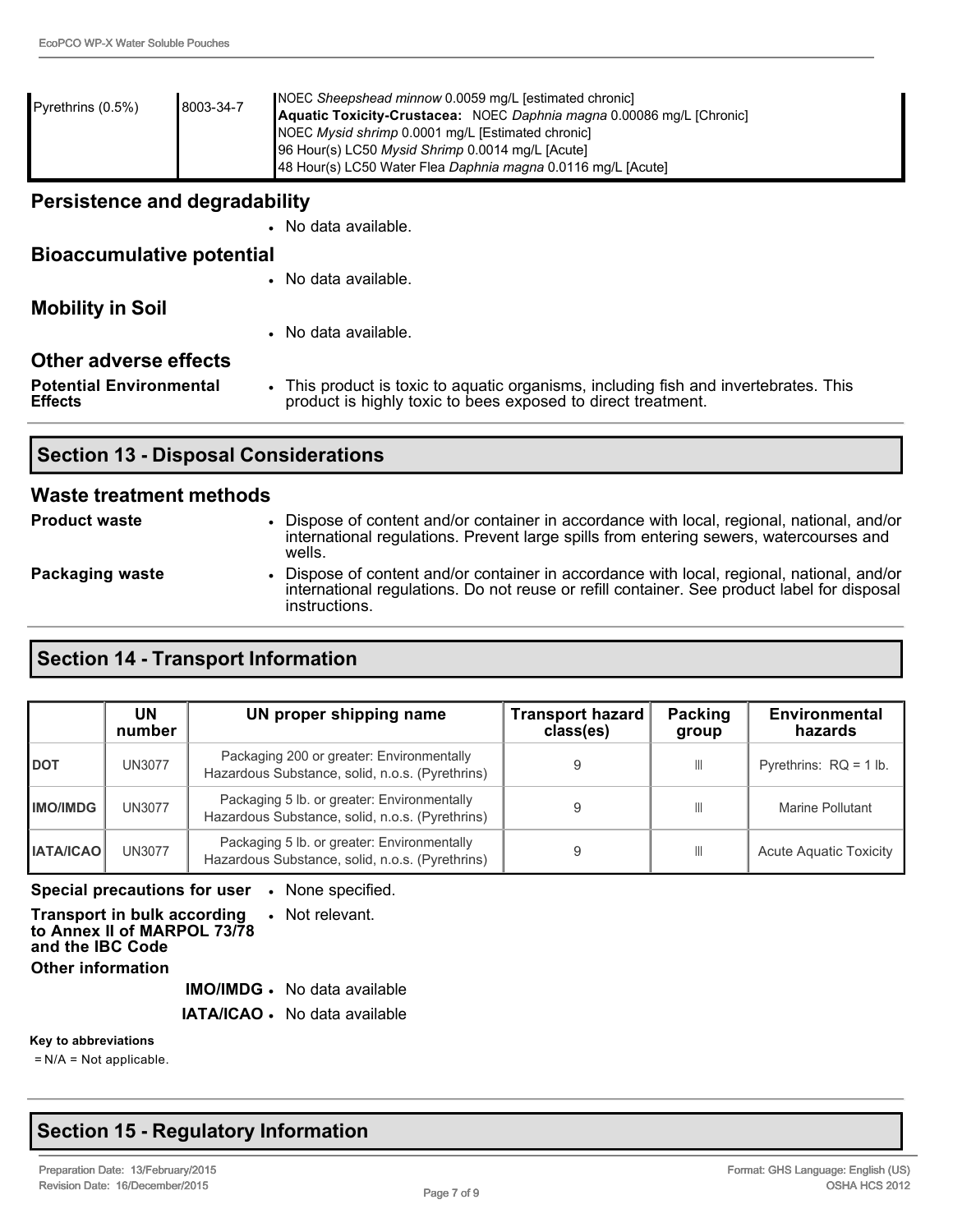| | | |
|---|---|---|
| Pyrethrins (0.5%) | 8003-34-7 | NOEC *Sheepshead minnow* 0.0059 mg/L [estimated chronic]<br>**Aquatic Toxicity-Crustacea:** NOEC *Daphnia magna* 0.00086 mg/L [Chronic]<br>NOEC *Mysid shrimp* 0.0001 mg/L [Estimated chronic]<br>96 Hour(s) LC50 *Mysid Shrimp* 0.0014 mg/L [Acute]<br>48 Hour(s) LC50 Water Flea *Daphnia magna* 0.0116 mg/L [Acute] |

## Persistence and degradability

- No data available.

## Bioaccumulative potential

- No data available.

## Mobility in Soil

- No data available.

## Other adverse effects

**Potential Environmental Effects**

- This product is toxic to aquatic organisms, including fish and invertebrates. This product is highly toxic to bees exposed to direct treatment.

# Section 13 - Disposal Considerations

## Waste treatment methods

**Product waste**

- Dispose of content and/or container in accordance with local, regional, national, and/or international regulations. Prevent large spills from entering sewers, watercourses and wells.

**Packaging waste**

- Dispose of content and/or container in accordance with local, regional, national, and/or international regulations. Do not reuse or refill container. See product label for disposal instructions.

# Section 14 - Transport Information

| | UN number | UN proper shipping name | Transport hazard class(es) | Packing group | Environmental hazards |
|---|---|---|---|---|---|
| **DOT** | UN3077 | Packaging 200 or greater: Environmentally Hazardous Substance, solid, n.o.s. (Pyrethrins) | 9 | III | Pyrethrins: RQ = 1 lb. |
| **IMO/IMDG** | UN3077 | Packaging 5 lb. or greater: Environmentally Hazardous Substance, solid, n.o.s. (Pyrethrins) | 9 | III | Marine Pollutant |
| **IATA/ICAO** | UN3077 | Packaging 5 lb. or greater: Environmentally Hazardous Substance, solid, n.o.s. (Pyrethrins) | 9 | III | Acute Aquatic Toxicity |

**Special precautions for user**
- None specified.

**Transport in bulk according to Annex II of MARPOL 73/78 and the IBC Code**
- Not relevant.

**Other information**

**IMO/IMDG**
- No data available

**IATA/ICAO**
- No data available

**Key to abbreviations**

= N/A = Not applicable.

# Section 15 - Regulatory Information

Preparation Date: 13/February/2015
Revision Date: 16/December/2015

Format: GHS Language: English (US)
OSHA HCS 2012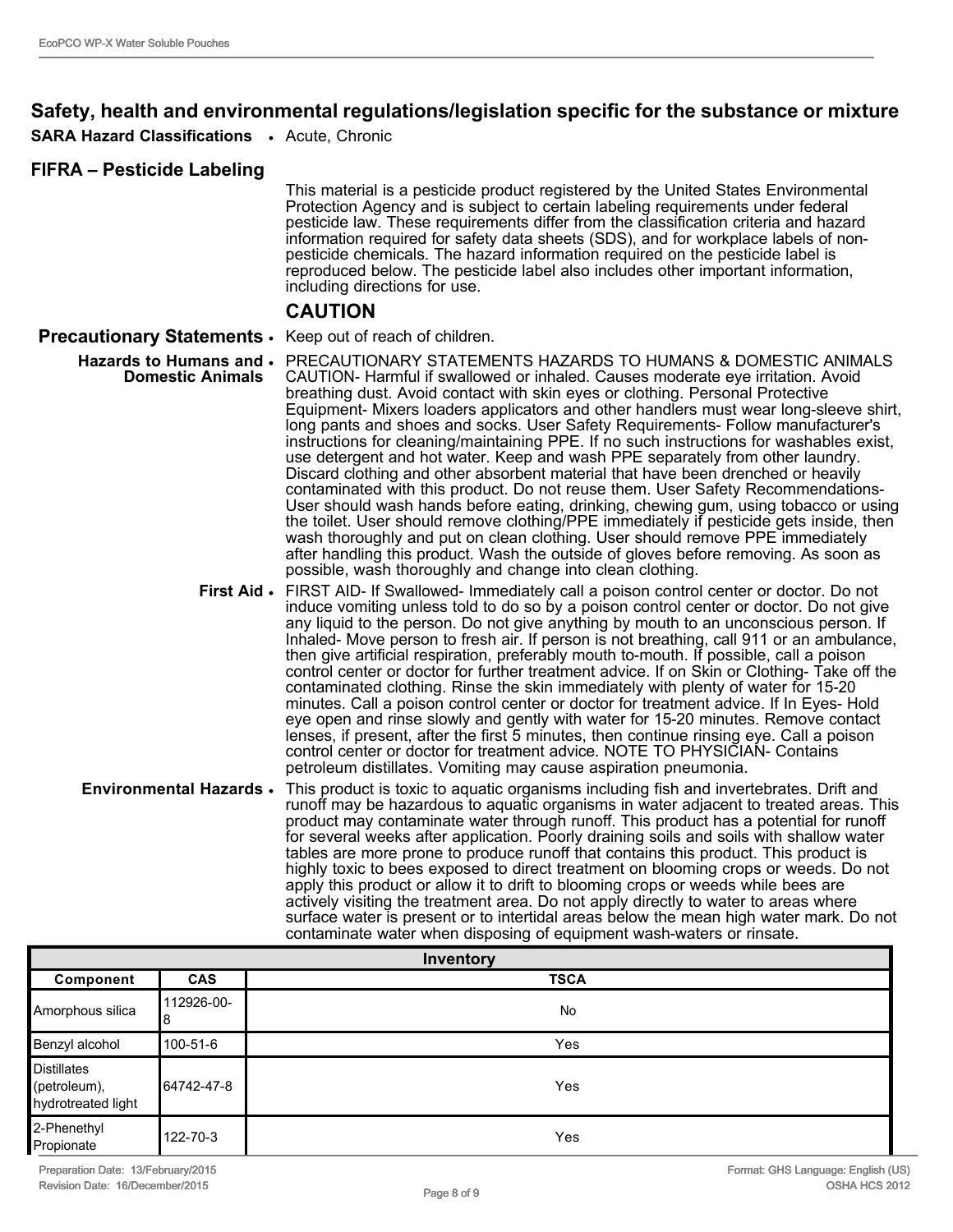## Safety, health and environmental regulations/legislation specific for the substance or mixture

**SARA Hazard Classifications**
- Acute, Chronic

### FIFRA – Pesticide Labeling

This material is a pesticide product registered by the United States Environmental Protection Agency and is subject to certain labeling requirements under federal pesticide law. These requirements differ from the classification criteria and hazard information required for safety data sheets (SDS), and for workplace labels of non-pesticide chemicals. The hazard information required on the pesticide label is reproduced below. The pesticide label also includes other important information, including directions for use.

### CAUTION

**Precautionary Statements**
- Keep out of reach of children.

**Hazards to Humans and Domestic Animals**
- PRECAUTIONARY STATEMENTS HAZARDS TO HUMANS & DOMESTIC ANIMALS CAUTION- Harmful if swallowed or inhaled. Causes moderate eye irritation. Avoid breathing dust. Avoid contact with skin eyes or clothing. Personal Protective Equipment- Mixers loaders applicators and other handlers must wear long-sleeve shirt, long pants and shoes and socks. User Safety Requirements- Follow manufacturer's instructions for cleaning/maintaining PPE. If no such instructions for washables exist, use detergent and hot water. Keep and wash PPE separately from other laundry. Discard clothing and other absorbent material that have been drenched or heavily contaminated with this product. Do not reuse them. User Safety Recommendations- User should wash hands before eating, drinking, chewing gum, using tobacco or using the toilet. User should remove clothing/PPE immediately if pesticide gets inside, then wash thoroughly and put on clean clothing. User should remove PPE immediately after handling this product. Wash the outside of gloves before removing. As soon as possible, wash thoroughly and change into clean clothing.

**First Aid**
- FIRST AID- If Swallowed- Immediately call a poison control center or doctor. Do not induce vomiting unless told to do so by a poison control center or doctor. Do not give any liquid to the person. Do not give anything by mouth to an unconscious person. If Inhaled- Move person to fresh air. If person is not breathing, call 911 or an ambulance, then give artificial respiration, preferably mouth to-mouth. If possible, call a poison control center or doctor for further treatment advice. If on Skin or Clothing- Take off the contaminated clothing. Rinse the skin immediately with plenty of water for 15-20 minutes. Call a poison control center or doctor for treatment advice. If In Eyes- Hold eye open and rinse slowly and gently with water for 15-20 minutes. Remove contact lenses, if present, after the first 5 minutes, then continue rinsing eye. Call a poison control center or doctor for treatment advice. NOTE TO PHYSICIAN- Contains petroleum distillates. Vomiting may cause aspiration pneumonia.

**Environmental Hazards**
- This product is toxic to aquatic organisms including fish and invertebrates. Drift and runoff may be hazardous to aquatic organisms in water adjacent to treated areas. This product may contaminate water through runoff. This product has a potential for runoff for several weeks after application. Poorly draining soils and soils with shallow water tables are more prone to produce runoff that contains this product. This product is highly toxic to bees exposed to direct treatment on blooming crops or weeds. Do not apply this product or allow it to drift to blooming crops or weeds while bees are actively visiting the treatment area. Do not apply directly to water to areas where surface water is present or to intertidal areas below the mean high water mark. Do not contaminate water when disposing of equipment wash-waters or rinsate.

| Inventory | | |
|---|---|---|
| **Component** | **CAS** | **TSCA** |
| Amorphous silica | 112926-00-8 | No |
| Benzyl alcohol | 100-51-6 | Yes |
| Distillates (petroleum), hydrotreated light | 64742-47-8 | Yes |
| 2-Phenethyl Propionate | 122-70-3 | Yes |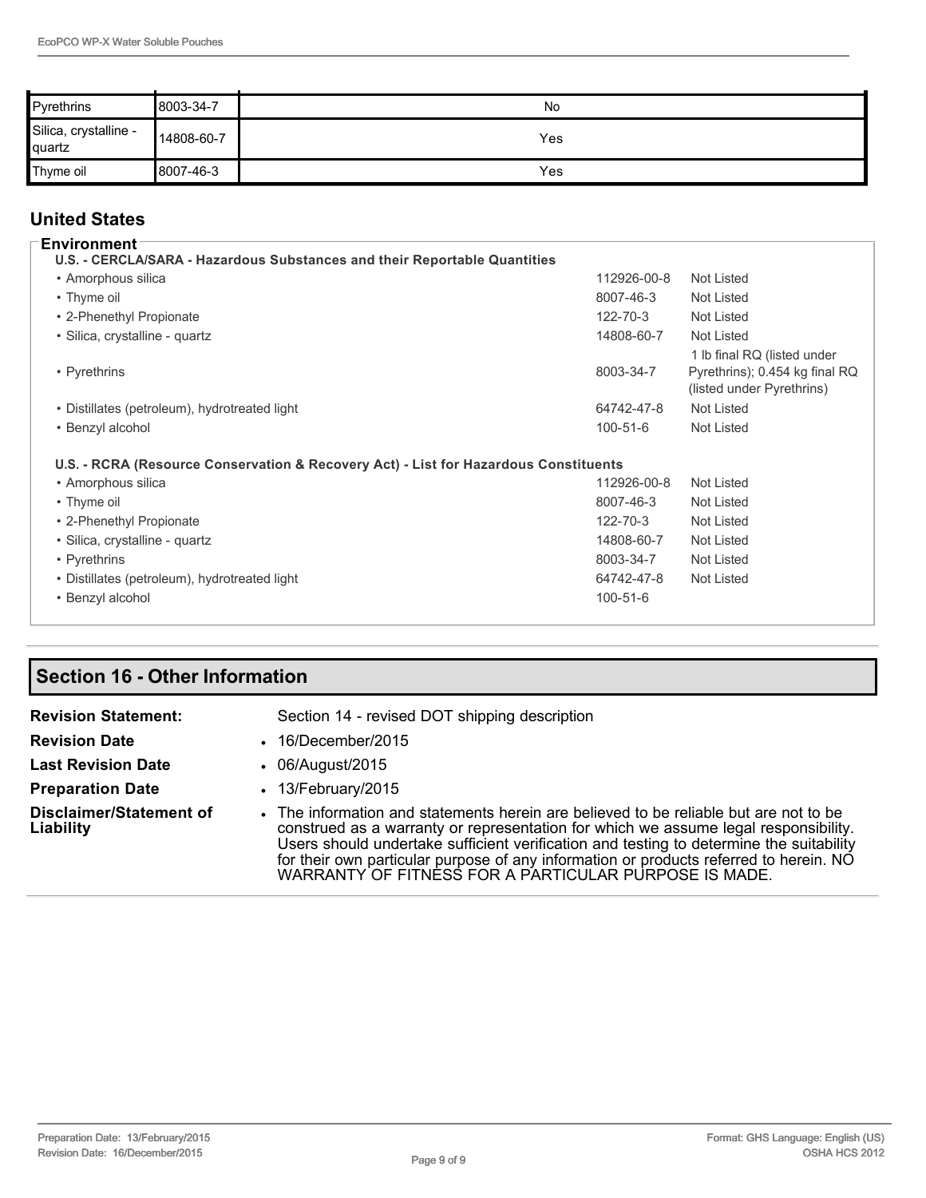| | | |
|---|---|---|
| Pyrethrins | 8003-34-7 | No |
| Silica, crystalline - quartz | 14808-60-7 | Yes |
| Thyme oil | 8007-46-3 | Yes |

## United States

### Environment

**U.S. - CERCLA/SARA - Hazardous Substances and their Reportable Quantities**

| | | |
|---|---|---|
| • Amorphous silica | 112926-00-8 | Not Listed |
| • Thyme oil | 8007-46-3 | Not Listed |
| • 2-Phenethyl Propionate | 122-70-3 | Not Listed |
| • Silica, crystalline - quartz | 14808-60-7 | Not Listed |
| • Pyrethrins | 8003-34-7 | 1 lb final RQ (listed under Pyrethrins); 0.454 kg final RQ (listed under Pyrethrins) |
| • Distillates (petroleum), hydrotreated light | 64742-47-8 | Not Listed |
| • Benzyl alcohol | 100-51-6 | Not Listed |

**U.S. - RCRA (Resource Conservation & Recovery Act) - List for Hazardous Constituents**

| | | |
|---|---|---|
| • Amorphous silica | 112926-00-8 | Not Listed |
| • Thyme oil | 8007-46-3 | Not Listed |
| • 2-Phenethyl Propionate | 122-70-3 | Not Listed |
| • Silica, crystalline - quartz | 14808-60-7 | Not Listed |
| • Pyrethrins | 8003-34-7 | Not Listed |
| • Distillates (petroleum), hydrotreated light | 64742-47-8 | Not Listed |
| • Benzyl alcohol | 100-51-6 | |

## Section 16 - Other Information

**Revision Statement:** Section 14 - revised DOT shipping description

**Revision Date**
- 16/December/2015

**Last Revision Date**
- 06/August/2015

**Preparation Date**
- 13/February/2015

**Disclaimer/Statement of Liability**
- The information and statements herein are believed to be reliable but are not to be construed as a warranty or representation for which we assume legal responsibility. Users should undertake sufficient verification and testing to determine the suitability for their own particular purpose of any information or products referred to herein. NO WARRANTY OF FITNESS FOR A PARTICULAR PURPOSE IS MADE.